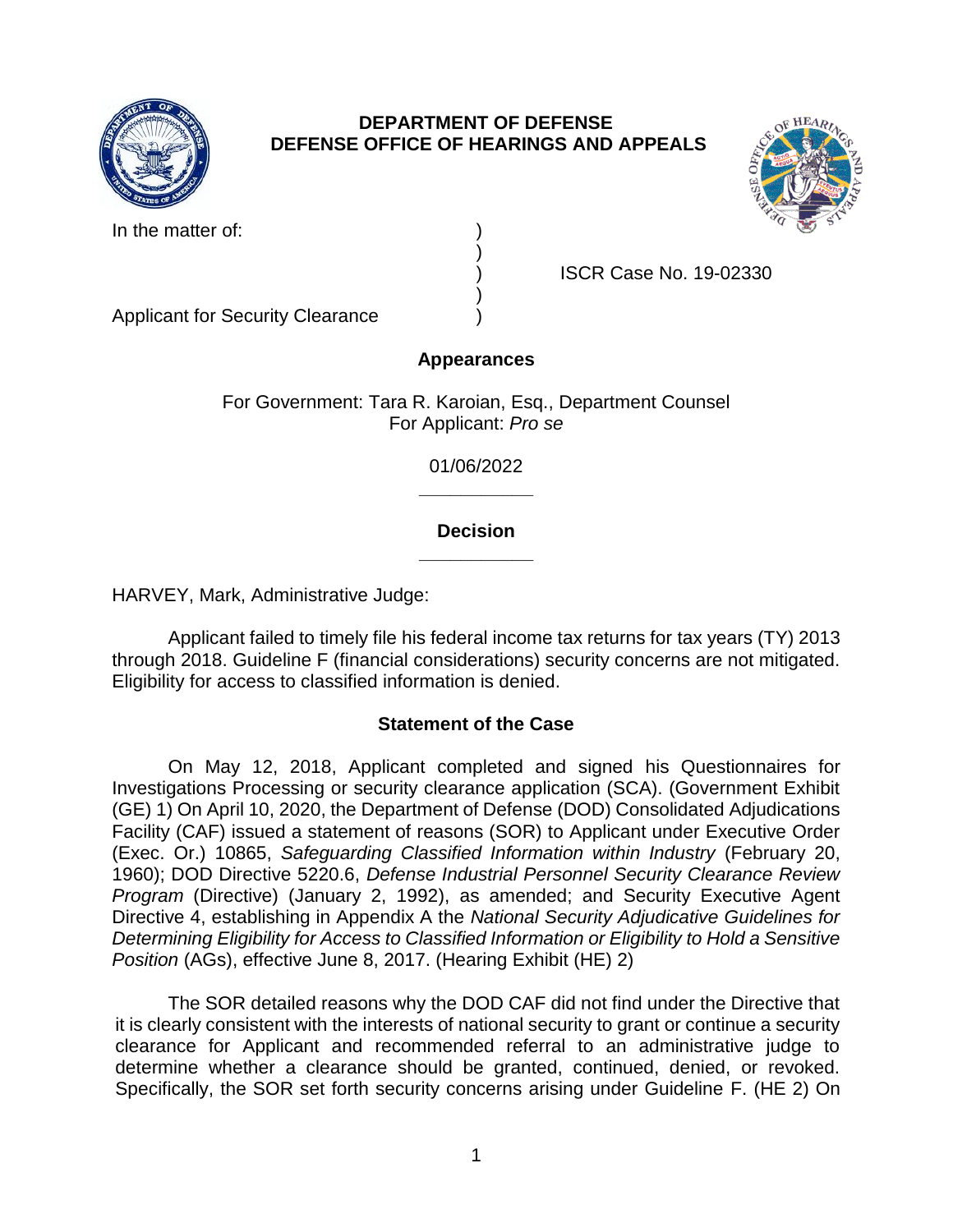**DEPARTMENT OF DEFENSE**
**DEFENSE OFFICE OF HEARINGS AND APPEALS**

| | | |
|---|---|---|
| In the matter of: | ) | |
| | ) | |
| | ) | ISCR Case No. 19-02330 |
| | ) | |
| Applicant for Security Clearance | ) | |

**Appearances**

For Government: Tara R. Karoian, Esq., Department Counsel
For Applicant: *Pro se*

01/06/2022

______________

**Decision**

______________

HARVEY, Mark, Administrative Judge:

Applicant failed to timely file his federal income tax returns for tax years (TY) 2013 through 2018. Guideline F (financial considerations) security concerns are not mitigated. Eligibility for access to classified information is denied.

## Statement of the Case

On May 12, 2018, Applicant completed and signed his Questionnaires for Investigations Processing or security clearance application (SCA). (Government Exhibit (GE) 1) On April 10, 2020, the Department of Defense (DOD) Consolidated Adjudications Facility (CAF) issued a statement of reasons (SOR) to Applicant under Executive Order (Exec. Or.) 10865, *Safeguarding Classified Information within Industry* (February 20, 1960); DOD Directive 5220.6, *Defense Industrial Personnel Security Clearance Review Program* (Directive) (January 2, 1992), as amended; and Security Executive Agent Directive 4, establishing in Appendix A the *National Security Adjudicative Guidelines for Determining Eligibility for Access to Classified Information or Eligibility to Hold a Sensitive Position* (AGs), effective June 8, 2017. (Hearing Exhibit (HE) 2)

The SOR detailed reasons why the DOD CAF did not find under the Directive that it is clearly consistent with the interests of national security to grant or continue a security clearance for Applicant and recommended referral to an administrative judge to determine whether a clearance should be granted, continued, denied, or revoked. Specifically, the SOR set forth security concerns arising under Guideline F. (HE 2) On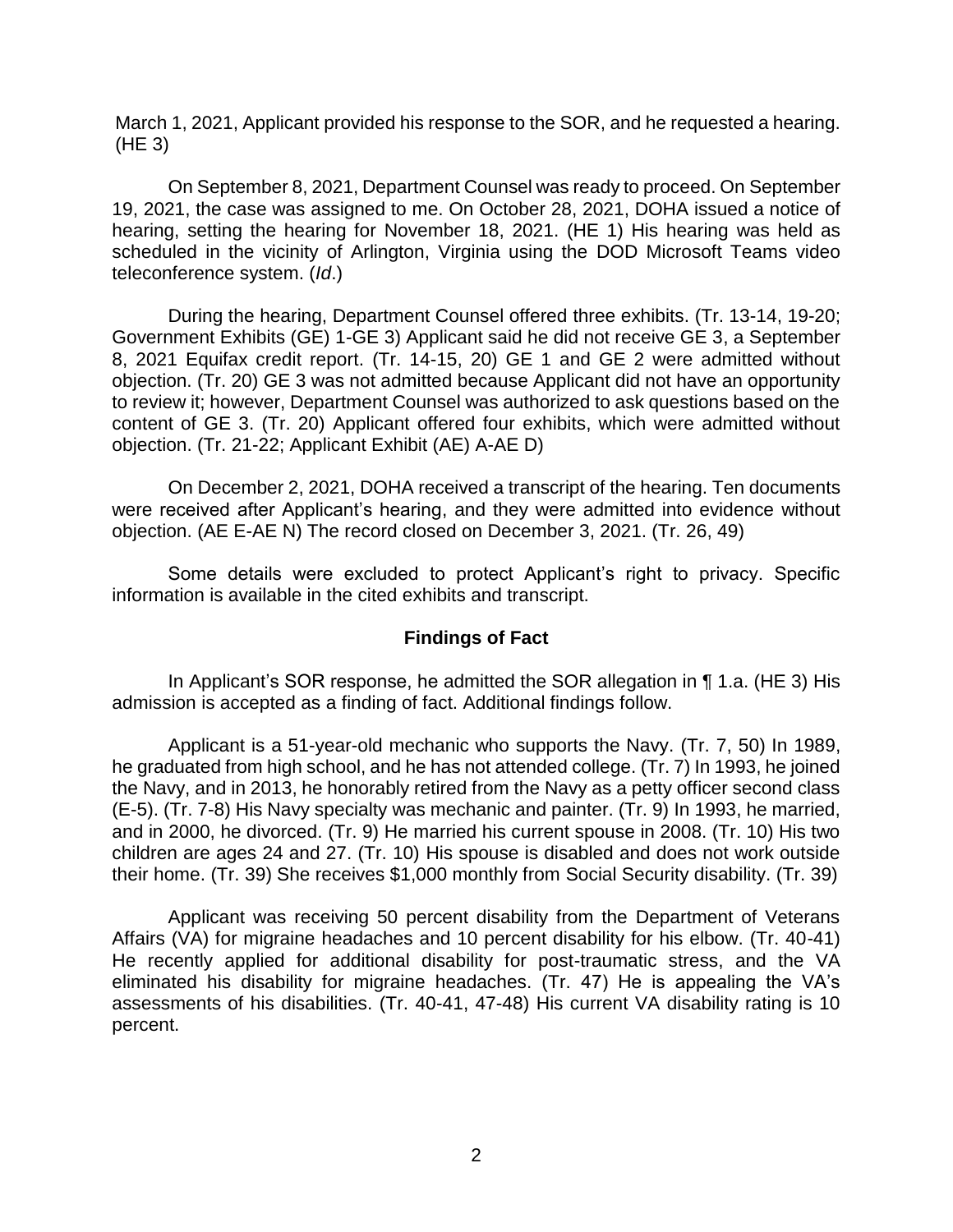March 1, 2021, Applicant provided his response to the SOR, and he requested a hearing. (HE 3)

On September 8, 2021, Department Counsel was ready to proceed. On September 19, 2021, the case was assigned to me. On October 28, 2021, DOHA issued a notice of hearing, setting the hearing for November 18, 2021. (HE 1) His hearing was held as scheduled in the vicinity of Arlington, Virginia using the DOD Microsoft Teams video teleconference system. (*Id*.)

During the hearing, Department Counsel offered three exhibits. (Tr. 13-14, 19-20; Government Exhibits (GE) 1-GE 3) Applicant said he did not receive GE 3, a September 8, 2021 Equifax credit report. (Tr. 14-15, 20) GE 1 and GE 2 were admitted without objection. (Tr. 20) GE 3 was not admitted because Applicant did not have an opportunity to review it; however, Department Counsel was authorized to ask questions based on the content of GE 3. (Tr. 20) Applicant offered four exhibits, which were admitted without objection. (Tr. 21-22; Applicant Exhibit (AE) A-AE D)

On December 2, 2021, DOHA received a transcript of the hearing. Ten documents were received after Applicant's hearing, and they were admitted into evidence without objection. (AE E-AE N) The record closed on December 3, 2021. (Tr. 26, 49)

Some details were excluded to protect Applicant's right to privacy. Specific information is available in the cited exhibits and transcript.

## Findings of Fact

In Applicant's SOR response, he admitted the SOR allegation in ¶ 1.a. (HE 3) His admission is accepted as a finding of fact. Additional findings follow.

Applicant is a 51-year-old mechanic who supports the Navy. (Tr. 7, 50) In 1989, he graduated from high school, and he has not attended college. (Tr. 7) In 1993, he joined the Navy, and in 2013, he honorably retired from the Navy as a petty officer second class (E-5). (Tr. 7-8) His Navy specialty was mechanic and painter. (Tr. 9) In 1993, he married, and in 2000, he divorced. (Tr. 9) He married his current spouse in 2008. (Tr. 10) His two children are ages 24 and 27. (Tr. 10) His spouse is disabled and does not work outside their home. (Tr. 39) She receives $1,000 monthly from Social Security disability. (Tr. 39)

Applicant was receiving 50 percent disability from the Department of Veterans Affairs (VA) for migraine headaches and 10 percent disability for his elbow. (Tr. 40-41) He recently applied for additional disability for post-traumatic stress, and the VA eliminated his disability for migraine headaches. (Tr. 47) He is appealing the VA's assessments of his disabilities. (Tr. 40-41, 47-48) His current VA disability rating is 10 percent.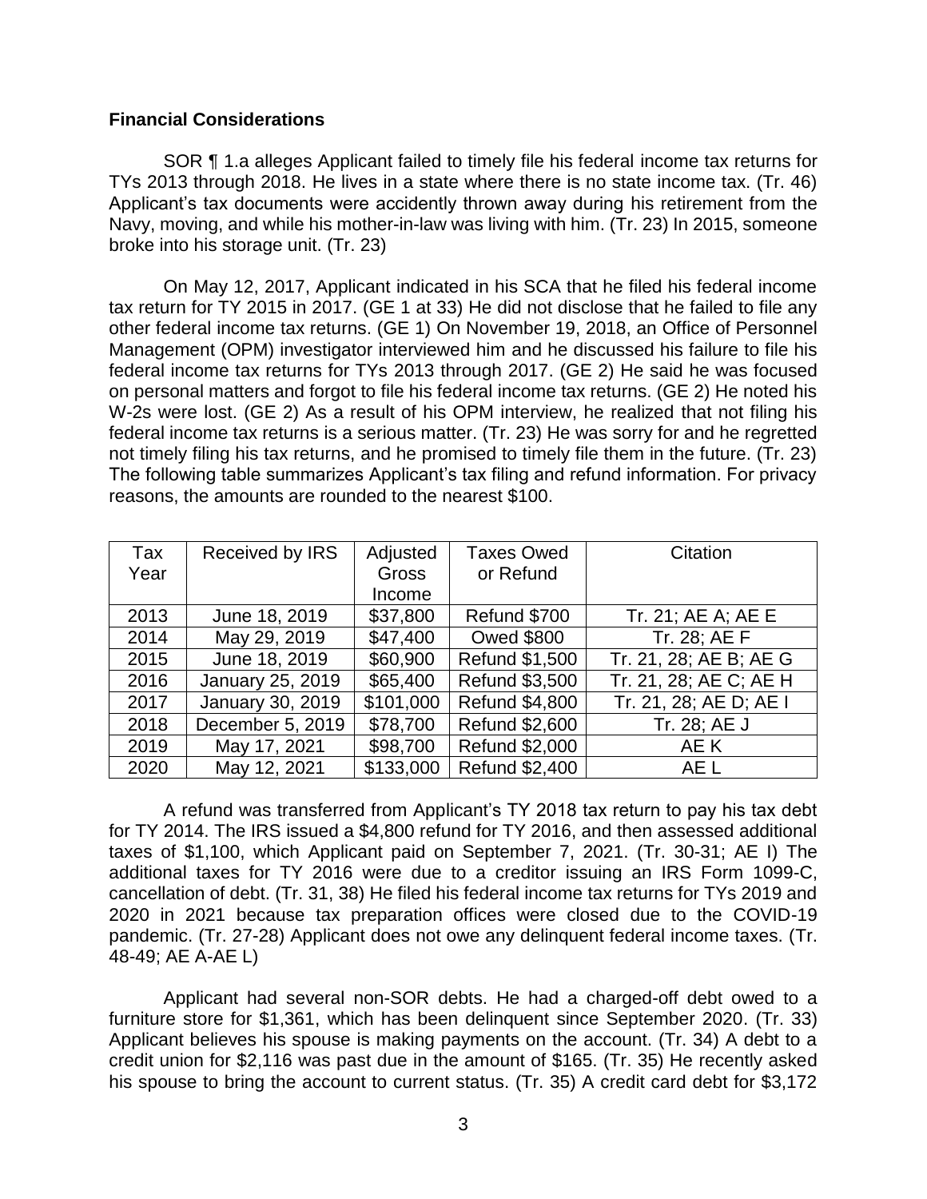**Financial Considerations**

SOR ¶ 1.a alleges Applicant failed to timely file his federal income tax returns for TYs 2013 through 2018. He lives in a state where there is no state income tax. (Tr. 46) Applicant's tax documents were accidently thrown away during his retirement from the Navy, moving, and while his mother-in-law was living with him. (Tr. 23) In 2015, someone broke into his storage unit. (Tr. 23)

On May 12, 2017, Applicant indicated in his SCA that he filed his federal income tax return for TY 2015 in 2017. (GE 1 at 33) He did not disclose that he failed to file any other federal income tax returns. (GE 1) On November 19, 2018, an Office of Personnel Management (OPM) investigator interviewed him and he discussed his failure to file his federal income tax returns for TYs 2013 through 2017. (GE 2) He said he was focused on personal matters and forgot to file his federal income tax returns. (GE 2) He noted his W-2s were lost. (GE 2) As a result of his OPM interview, he realized that not filing his federal income tax returns is a serious matter. (Tr. 23) He was sorry for and he regretted not timely filing his tax returns, and he promised to timely file them in the future. (Tr. 23) The following table summarizes Applicant's tax filing and refund information. For privacy reasons, the amounts are rounded to the nearest $100.

| Tax Year | Received by IRS | Adjusted Gross Income | Taxes Owed or Refund | Citation |
|---|---|---|---|---|
| 2013 | June 18, 2019 | $37,800 | Refund $700 | Tr. 21; AE A; AE E |
| 2014 | May 29, 2019 | $47,400 | Owed $800 | Tr. 28; AE F |
| 2015 | June 18, 2019 | $60,900 | Refund $1,500 | Tr. 21, 28; AE B; AE G |
| 2016 | January 25, 2019 | $65,400 | Refund $3,500 | Tr. 21, 28; AE C; AE H |
| 2017 | January 30, 2019 | $101,000 | Refund $4,800 | Tr. 21, 28; AE D; AE I |
| 2018 | December 5, 2019 | $78,700 | Refund $2,600 | Tr. 28; AE J |
| 2019 | May 17, 2021 | $98,700 | Refund $2,000 | AE K |
| 2020 | May 12, 2021 | $133,000 | Refund $2,400 | AE L |

A refund was transferred from Applicant's TY 2018 tax return to pay his tax debt for TY 2014. The IRS issued a $4,800 refund for TY 2016, and then assessed additional taxes of $1,100, which Applicant paid on September 7, 2021. (Tr. 30-31; AE I) The additional taxes for TY 2016 were due to a creditor issuing an IRS Form 1099-C, cancellation of debt. (Tr. 31, 38) He filed his federal income tax returns for TYs 2019 and 2020 in 2021 because tax preparation offices were closed due to the COVID-19 pandemic. (Tr. 27-28) Applicant does not owe any delinquent federal income taxes. (Tr. 48-49; AE A-AE L)

Applicant had several non-SOR debts. He had a charged-off debt owed to a furniture store for $1,361, which has been delinquent since September 2020. (Tr. 33) Applicant believes his spouse is making payments on the account. (Tr. 34) A debt to a credit union for $2,116 was past due in the amount of $165. (Tr. 35) He recently asked his spouse to bring the account to current status. (Tr. 35) A credit card debt for $3,172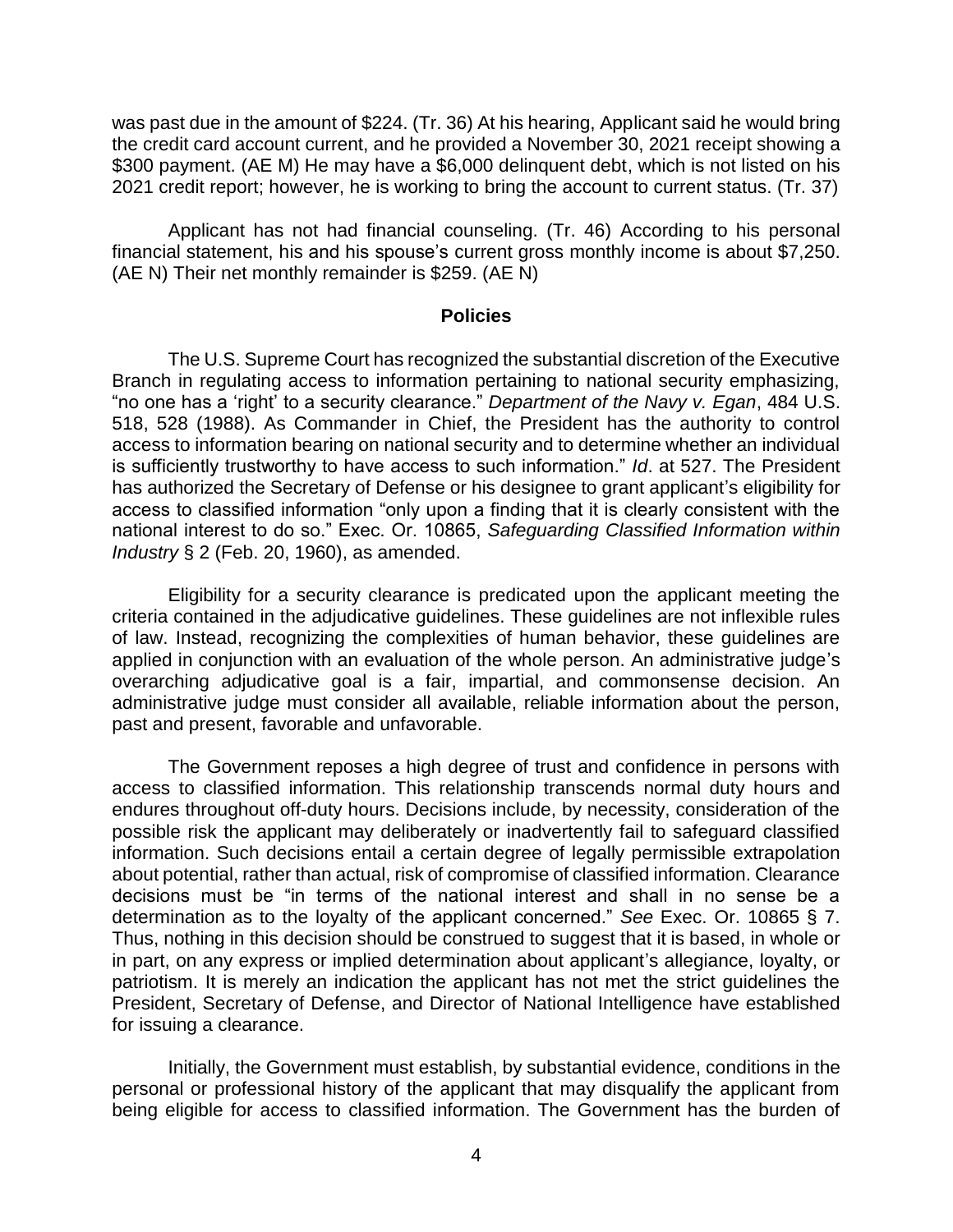was past due in the amount of $224. (Tr. 36) At his hearing, Applicant said he would bring the credit card account current, and he provided a November 30, 2021 receipt showing a $300 payment. (AE M) He may have a $6,000 delinquent debt, which is not listed on his 2021 credit report; however, he is working to bring the account to current status. (Tr. 37)

Applicant has not had financial counseling. (Tr. 46) According to his personal financial statement, his and his spouse's current gross monthly income is about $7,250. (AE N) Their net monthly remainder is $259. (AE N)

## Policies

The U.S. Supreme Court has recognized the substantial discretion of the Executive Branch in regulating access to information pertaining to national security emphasizing, "no one has a 'right' to a security clearance." *Department of the Navy v. Egan*, 484 U.S. 518, 528 (1988). As Commander in Chief, the President has the authority to control access to information bearing on national security and to determine whether an individual is sufficiently trustworthy to have access to such information." *Id*. at 527. The President has authorized the Secretary of Defense or his designee to grant applicant's eligibility for access to classified information "only upon a finding that it is clearly consistent with the national interest to do so." Exec. Or. 10865, *Safeguarding Classified Information within Industry* § 2 (Feb. 20, 1960), as amended.

Eligibility for a security clearance is predicated upon the applicant meeting the criteria contained in the adjudicative guidelines. These guidelines are not inflexible rules of law. Instead, recognizing the complexities of human behavior, these guidelines are applied in conjunction with an evaluation of the whole person. An administrative judge's overarching adjudicative goal is a fair, impartial, and commonsense decision. An administrative judge must consider all available, reliable information about the person, past and present, favorable and unfavorable.

The Government reposes a high degree of trust and confidence in persons with access to classified information. This relationship transcends normal duty hours and endures throughout off-duty hours. Decisions include, by necessity, consideration of the possible risk the applicant may deliberately or inadvertently fail to safeguard classified information. Such decisions entail a certain degree of legally permissible extrapolation about potential, rather than actual, risk of compromise of classified information. Clearance decisions must be "in terms of the national interest and shall in no sense be a determination as to the loyalty of the applicant concerned." *See* Exec. Or. 10865 § 7. Thus, nothing in this decision should be construed to suggest that it is based, in whole or in part, on any express or implied determination about applicant's allegiance, loyalty, or patriotism. It is merely an indication the applicant has not met the strict guidelines the President, Secretary of Defense, and Director of National Intelligence have established for issuing a clearance.

Initially, the Government must establish, by substantial evidence, conditions in the personal or professional history of the applicant that may disqualify the applicant from being eligible for access to classified information. The Government has the burden of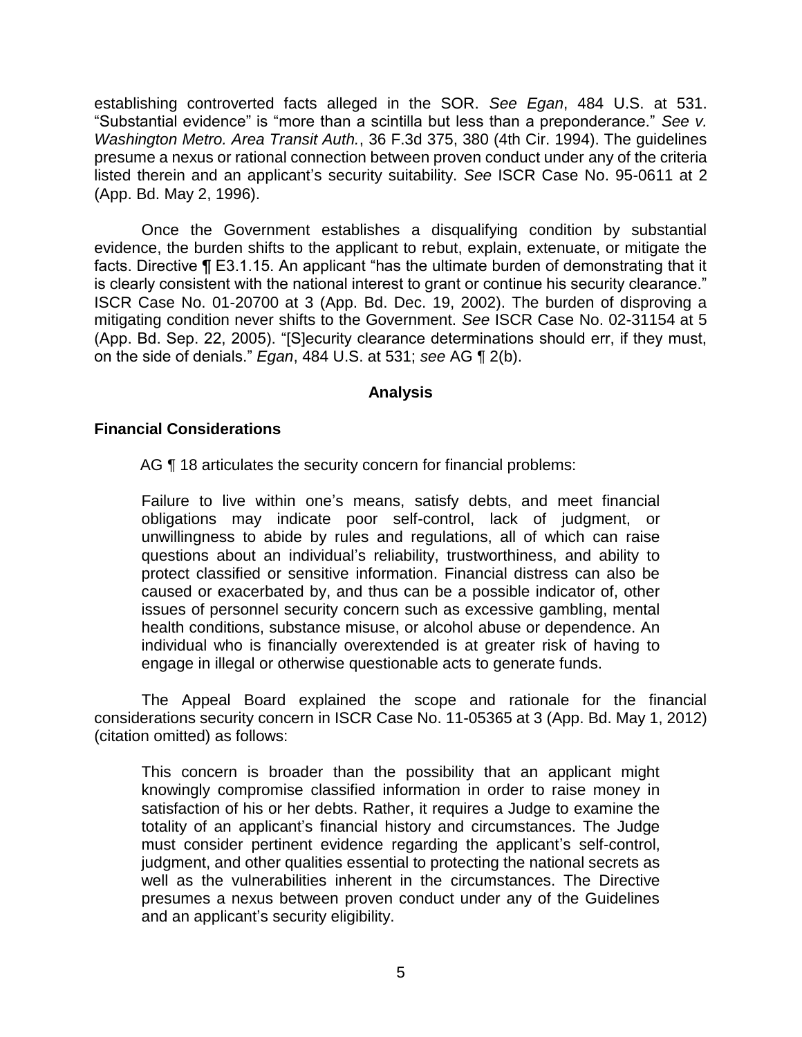establishing controverted facts alleged in the SOR. *See Egan*, 484 U.S. at 531. "Substantial evidence" is "more than a scintilla but less than a preponderance." *See v. Washington Metro. Area Transit Auth.*, 36 F.3d 375, 380 (4th Cir. 1994). The guidelines presume a nexus or rational connection between proven conduct under any of the criteria listed therein and an applicant's security suitability. *See* ISCR Case No. 95-0611 at 2 (App. Bd. May 2, 1996).

Once the Government establishes a disqualifying condition by substantial evidence, the burden shifts to the applicant to rebut, explain, extenuate, or mitigate the facts. Directive ¶ E3.1.15. An applicant "has the ultimate burden of demonstrating that it is clearly consistent with the national interest to grant or continue his security clearance." ISCR Case No. 01-20700 at 3 (App. Bd. Dec. 19, 2002). The burden of disproving a mitigating condition never shifts to the Government. *See* ISCR Case No. 02-31154 at 5 (App. Bd. Sep. 22, 2005). "[S]ecurity clearance determinations should err, if they must, on the side of denials." *Egan*, 484 U.S. at 531; *see* AG ¶ 2(b).

## Analysis

### Financial Considerations

AG ¶ 18 articulates the security concern for financial problems:

> Failure to live within one's means, satisfy debts, and meet financial obligations may indicate poor self-control, lack of judgment, or unwillingness to abide by rules and regulations, all of which can raise questions about an individual's reliability, trustworthiness, and ability to protect classified or sensitive information. Financial distress can also be caused or exacerbated by, and thus can be a possible indicator of, other issues of personnel security concern such as excessive gambling, mental health conditions, substance misuse, or alcohol abuse or dependence. An individual who is financially overextended is at greater risk of having to engage in illegal or otherwise questionable acts to generate funds.

The Appeal Board explained the scope and rationale for the financial considerations security concern in ISCR Case No. 11-05365 at 3 (App. Bd. May 1, 2012) (citation omitted) as follows:

> This concern is broader than the possibility that an applicant might knowingly compromise classified information in order to raise money in satisfaction of his or her debts. Rather, it requires a Judge to examine the totality of an applicant's financial history and circumstances. The Judge must consider pertinent evidence regarding the applicant's self-control, judgment, and other qualities essential to protecting the national secrets as well as the vulnerabilities inherent in the circumstances. The Directive presumes a nexus between proven conduct under any of the Guidelines and an applicant's security eligibility.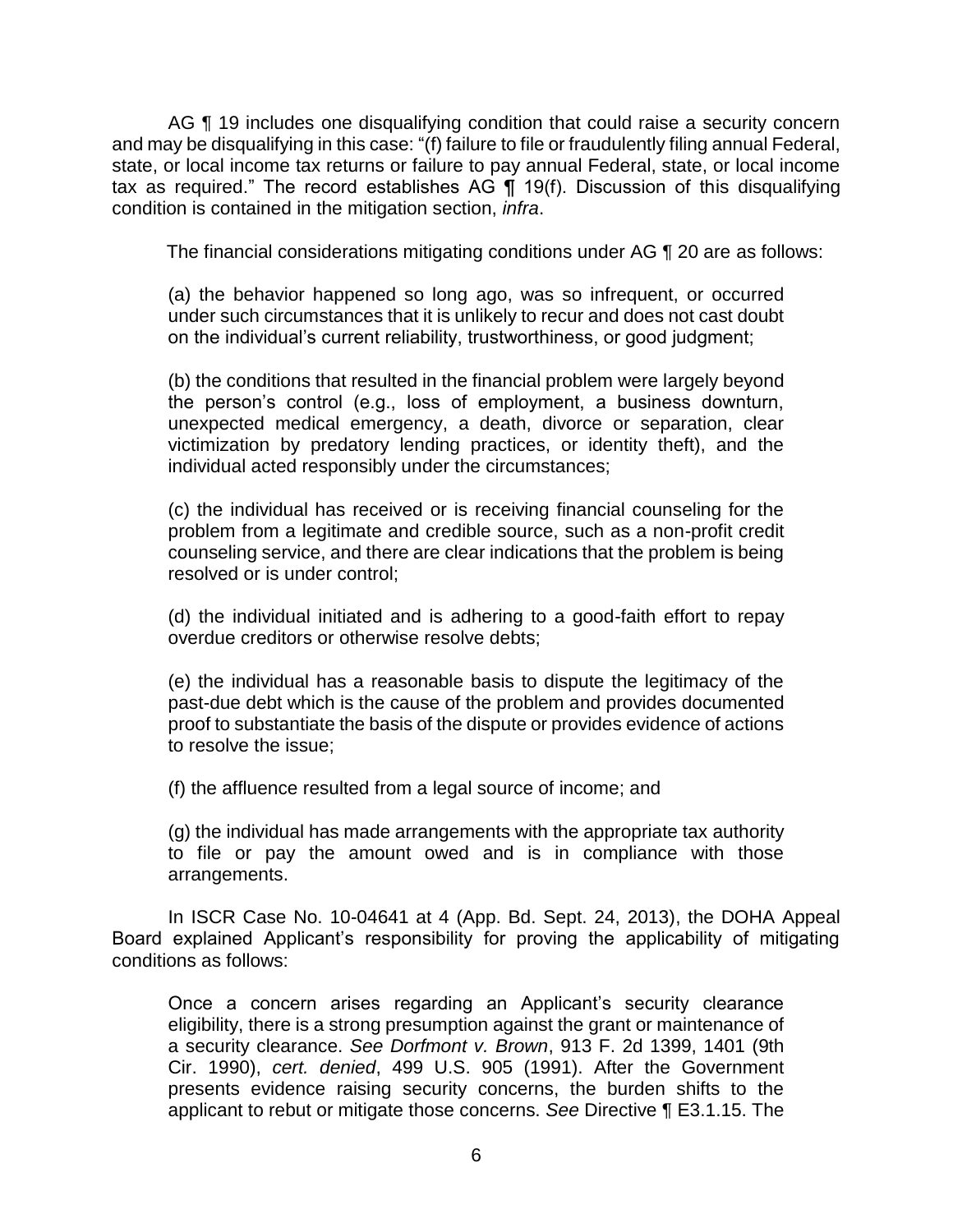AG ¶ 19 includes one disqualifying condition that could raise a security concern and may be disqualifying in this case: "(f) failure to file or fraudulently filing annual Federal, state, or local income tax returns or failure to pay annual Federal, state, or local income tax as required." The record establishes AG ¶ 19(f). Discussion of this disqualifying condition is contained in the mitigation section, *infra*.

The financial considerations mitigating conditions under AG ¶ 20 are as follows:

> (a) the behavior happened so long ago, was so infrequent, or occurred under such circumstances that it is unlikely to recur and does not cast doubt on the individual's current reliability, trustworthiness, or good judgment;
>
> (b) the conditions that resulted in the financial problem were largely beyond the person's control (e.g., loss of employment, a business downturn, unexpected medical emergency, a death, divorce or separation, clear victimization by predatory lending practices, or identity theft), and the individual acted responsibly under the circumstances;
>
> (c) the individual has received or is receiving financial counseling for the problem from a legitimate and credible source, such as a non-profit credit counseling service, and there are clear indications that the problem is being resolved or is under control;
>
> (d) the individual initiated and is adhering to a good-faith effort to repay overdue creditors or otherwise resolve debts;
>
> (e) the individual has a reasonable basis to dispute the legitimacy of the past-due debt which is the cause of the problem and provides documented proof to substantiate the basis of the dispute or provides evidence of actions to resolve the issue;
>
> (f) the affluence resulted from a legal source of income; and
>
> (g) the individual has made arrangements with the appropriate tax authority to file or pay the amount owed and is in compliance with those arrangements.

In ISCR Case No. 10-04641 at 4 (App. Bd. Sept. 24, 2013), the DOHA Appeal Board explained Applicant's responsibility for proving the applicability of mitigating conditions as follows:

> Once a concern arises regarding an Applicant's security clearance eligibility, there is a strong presumption against the grant or maintenance of a security clearance. *See Dorfmont v. Brown*, 913 F. 2d 1399, 1401 (9th Cir. 1990), *cert. denied*, 499 U.S. 905 (1991). After the Government presents evidence raising security concerns, the burden shifts to the applicant to rebut or mitigate those concerns. *See* Directive ¶ E3.1.15. The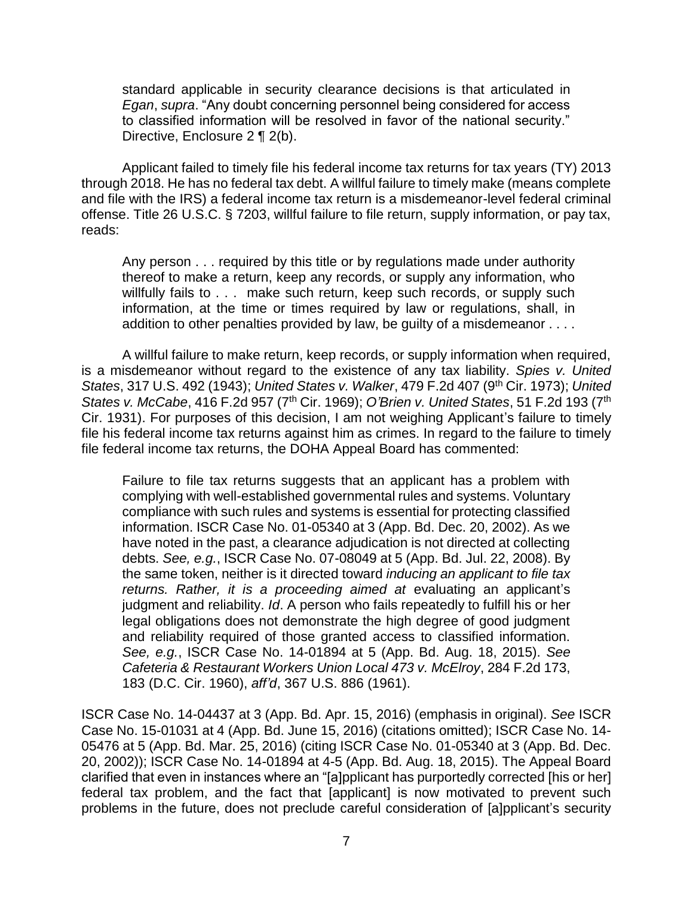standard applicable in security clearance decisions is that articulated in *Egan*, *supra*. "Any doubt concerning personnel being considered for access to classified information will be resolved in favor of the national security." Directive, Enclosure 2 ¶ 2(b).

Applicant failed to timely file his federal income tax returns for tax years (TY) 2013 through 2018. He has no federal tax debt. A willful failure to timely make (means complete and file with the IRS) a federal income tax return is a misdemeanor-level federal criminal offense. Title 26 U.S.C. § 7203, willful failure to file return, supply information, or pay tax, reads:

> Any person . . . required by this title or by regulations made under authority thereof to make a return, keep any records, or supply any information, who willfully fails to . . . make such return, keep such records, or supply such information, at the time or times required by law or regulations, shall, in addition to other penalties provided by law, be guilty of a misdemeanor . . . .

A willful failure to make return, keep records, or supply information when required, is a misdemeanor without regard to the existence of any tax liability. *Spies v. United States*, 317 U.S. 492 (1943); *United States v. Walker*, 479 F.2d 407 (9th Cir. 1973); *United States v. McCabe*, 416 F.2d 957 (7th Cir. 1969); *O'Brien v. United States*, 51 F.2d 193 (7th Cir. 1931). For purposes of this decision, I am not weighing Applicant's failure to timely file his federal income tax returns against him as crimes. In regard to the failure to timely file federal income tax returns, the DOHA Appeal Board has commented:

> Failure to file tax returns suggests that an applicant has a problem with complying with well-established governmental rules and systems. Voluntary compliance with such rules and systems is essential for protecting classified information. ISCR Case No. 01-05340 at 3 (App. Bd. Dec. 20, 2002). As we have noted in the past, a clearance adjudication is not directed at collecting debts. *See, e.g.*, ISCR Case No. 07-08049 at 5 (App. Bd. Jul. 22, 2008). By the same token, neither is it directed toward *inducing an applicant to file tax returns. Rather, it is a proceeding aimed at* evaluating an applicant's judgment and reliability. *Id*. A person who fails repeatedly to fulfill his or her legal obligations does not demonstrate the high degree of good judgment and reliability required of those granted access to classified information. *See, e.g.*, ISCR Case No. 14-01894 at 5 (App. Bd. Aug. 18, 2015). *See Cafeteria & Restaurant Workers Union Local 473 v. McElroy*, 284 F.2d 173, 183 (D.C. Cir. 1960), *aff'd*, 367 U.S. 886 (1961).

ISCR Case No. 14-04437 at 3 (App. Bd. Apr. 15, 2016) (emphasis in original). *See* ISCR Case No. 15-01031 at 4 (App. Bd. June 15, 2016) (citations omitted); ISCR Case No. 14-05476 at 5 (App. Bd. Mar. 25, 2016) (citing ISCR Case No. 01-05340 at 3 (App. Bd. Dec. 20, 2002)); ISCR Case No. 14-01894 at 4-5 (App. Bd. Aug. 18, 2015). The Appeal Board clarified that even in instances where an "[a]pplicant has purportedly corrected [his or her] federal tax problem, and the fact that [applicant] is now motivated to prevent such problems in the future, does not preclude careful consideration of [a]pplicant's security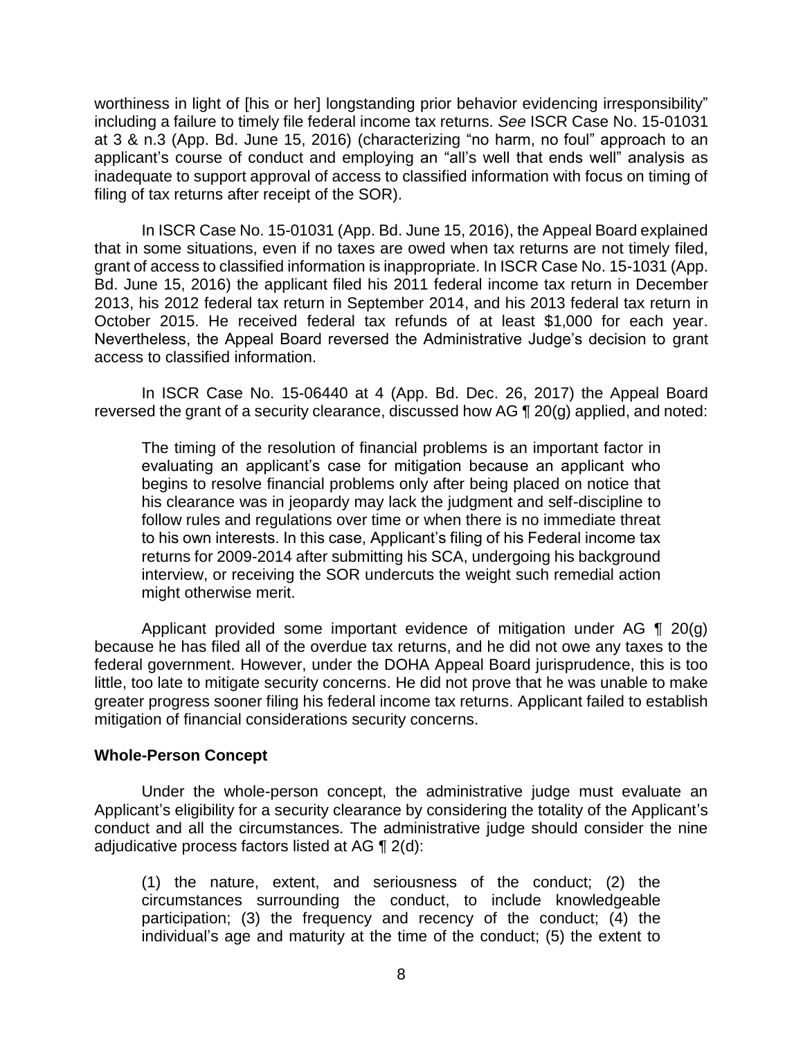worthiness in light of [his or her] longstanding prior behavior evidencing irresponsibility" including a failure to timely file federal income tax returns. *See* ISCR Case No. 15-01031 at 3 & n.3 (App. Bd. June 15, 2016) (characterizing "no harm, no foul" approach to an applicant's course of conduct and employing an "all's well that ends well" analysis as inadequate to support approval of access to classified information with focus on timing of filing of tax returns after receipt of the SOR).

In ISCR Case No. 15-01031 (App. Bd. June 15, 2016), the Appeal Board explained that in some situations, even if no taxes are owed when tax returns are not timely filed, grant of access to classified information is inappropriate. In ISCR Case No. 15-1031 (App. Bd. June 15, 2016) the applicant filed his 2011 federal income tax return in December 2013, his 2012 federal tax return in September 2014, and his 2013 federal tax return in October 2015. He received federal tax refunds of at least $1,000 for each year. Nevertheless, the Appeal Board reversed the Administrative Judge's decision to grant access to classified information.

In ISCR Case No. 15-06440 at 4 (App. Bd. Dec. 26, 2017) the Appeal Board reversed the grant of a security clearance, discussed how AG ¶ 20(g) applied, and noted:

> The timing of the resolution of financial problems is an important factor in evaluating an applicant's case for mitigation because an applicant who begins to resolve financial problems only after being placed on notice that his clearance was in jeopardy may lack the judgment and self-discipline to follow rules and regulations over time or when there is no immediate threat to his own interests. In this case, Applicant's filing of his Federal income tax returns for 2009-2014 after submitting his SCA, undergoing his background interview, or receiving the SOR undercuts the weight such remedial action might otherwise merit.

Applicant provided some important evidence of mitigation under AG ¶ 20(g) because he has filed all of the overdue tax returns, and he did not owe any taxes to the federal government. However, under the DOHA Appeal Board jurisprudence, this is too little, too late to mitigate security concerns. He did not prove that he was unable to make greater progress sooner filing his federal income tax returns. Applicant failed to establish mitigation of financial considerations security concerns.

## Whole-Person Concept

Under the whole-person concept, the administrative judge must evaluate an Applicant's eligibility for a security clearance by considering the totality of the Applicant's conduct and all the circumstances. The administrative judge should consider the nine adjudicative process factors listed at AG ¶ 2(d):

> (1) the nature, extent, and seriousness of the conduct; (2) the circumstances surrounding the conduct, to include knowledgeable participation; (3) the frequency and recency of the conduct; (4) the individual's age and maturity at the time of the conduct; (5) the extent to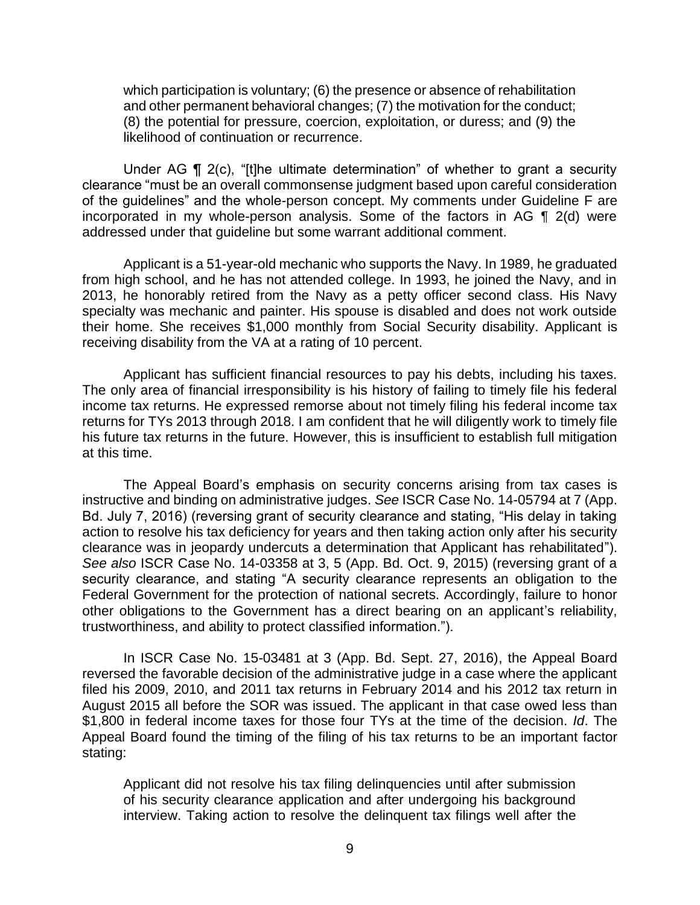> which participation is voluntary; (6) the presence or absence of rehabilitation and other permanent behavioral changes; (7) the motivation for the conduct; (8) the potential for pressure, coercion, exploitation, or duress; and (9) the likelihood of continuation or recurrence.

Under AG ¶ 2(c), "[t]he ultimate determination" of whether to grant a security clearance "must be an overall commonsense judgment based upon careful consideration of the guidelines" and the whole-person concept. My comments under Guideline F are incorporated in my whole-person analysis. Some of the factors in AG ¶ 2(d) were addressed under that guideline but some warrant additional comment.

Applicant is a 51-year-old mechanic who supports the Navy. In 1989, he graduated from high school, and he has not attended college. In 1993, he joined the Navy, and in 2013, he honorably retired from the Navy as a petty officer second class. His Navy specialty was mechanic and painter. His spouse is disabled and does not work outside their home. She receives $1,000 monthly from Social Security disability. Applicant is receiving disability from the VA at a rating of 10 percent.

Applicant has sufficient financial resources to pay his debts, including his taxes. The only area of financial irresponsibility is his history of failing to timely file his federal income tax returns. He expressed remorse about not timely filing his federal income tax returns for TYs 2013 through 2018. I am confident that he will diligently work to timely file his future tax returns in the future. However, this is insufficient to establish full mitigation at this time.

The Appeal Board's emphasis on security concerns arising from tax cases is instructive and binding on administrative judges. *See* ISCR Case No. 14-05794 at 7 (App. Bd. July 7, 2016) (reversing grant of security clearance and stating, "His delay in taking action to resolve his tax deficiency for years and then taking action only after his security clearance was in jeopardy undercuts a determination that Applicant has rehabilitated"). *See also* ISCR Case No. 14-03358 at 3, 5 (App. Bd. Oct. 9, 2015) (reversing grant of a security clearance, and stating "A security clearance represents an obligation to the Federal Government for the protection of national secrets. Accordingly, failure to honor other obligations to the Government has a direct bearing on an applicant's reliability, trustworthiness, and ability to protect classified information.").

In ISCR Case No. 15-03481 at 3 (App. Bd. Sept. 27, 2016), the Appeal Board reversed the favorable decision of the administrative judge in a case where the applicant filed his 2009, 2010, and 2011 tax returns in February 2014 and his 2012 tax return in August 2015 all before the SOR was issued. The applicant in that case owed less than $1,800 in federal income taxes for those four TYs at the time of the decision. *Id*. The Appeal Board found the timing of the filing of his tax returns to be an important factor stating:

> Applicant did not resolve his tax filing delinquencies until after submission of his security clearance application and after undergoing his background interview. Taking action to resolve the delinquent tax filings well after the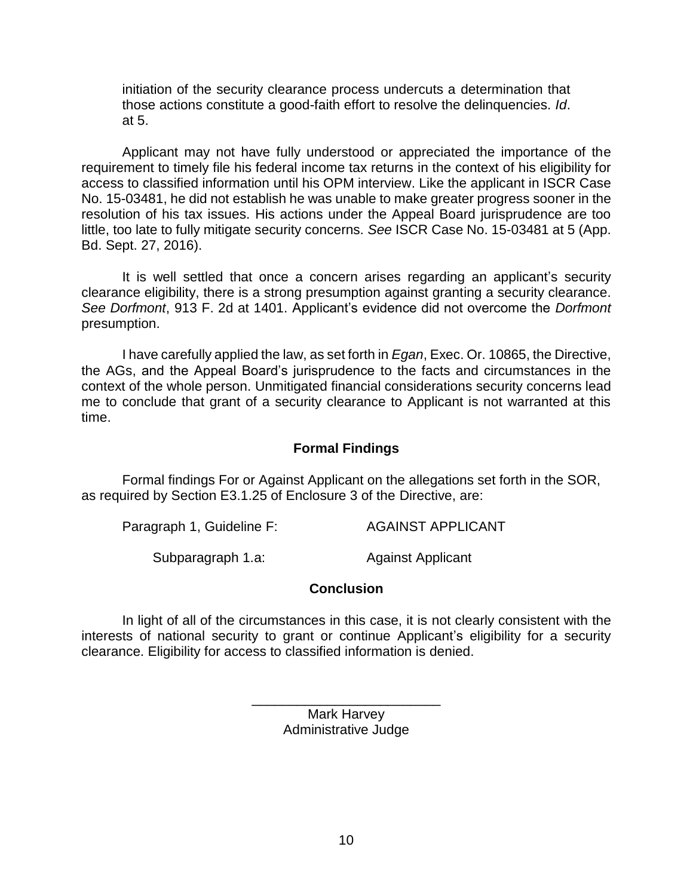initiation of the security clearance process undercuts a determination that those actions constitute a good-faith effort to resolve the delinquencies. *Id*. at 5.

Applicant may not have fully understood or appreciated the importance of the requirement to timely file his federal income tax returns in the context of his eligibility for access to classified information until his OPM interview. Like the applicant in ISCR Case No. 15-03481, he did not establish he was unable to make greater progress sooner in the resolution of his tax issues. His actions under the Appeal Board jurisprudence are too little, too late to fully mitigate security concerns. *See* ISCR Case No. 15-03481 at 5 (App. Bd. Sept. 27, 2016).

It is well settled that once a concern arises regarding an applicant's security clearance eligibility, there is a strong presumption against granting a security clearance. *See Dorfmont*, 913 F. 2d at 1401. Applicant's evidence did not overcome the *Dorfmont* presumption.

I have carefully applied the law, as set forth in *Egan*, Exec. Or. 10865, the Directive, the AGs, and the Appeal Board's jurisprudence to the facts and circumstances in the context of the whole person. Unmitigated financial considerations security concerns lead me to conclude that grant of a security clearance to Applicant is not warranted at this time.

## Formal Findings

Formal findings For or Against Applicant on the allegations set forth in the SOR, as required by Section E3.1.25 of Enclosure 3 of the Directive, are:

| | |
|---|---|
| Paragraph 1, Guideline F: | AGAINST APPLICANT |
| Subparagraph 1.a: | Against Applicant |

## Conclusion

In light of all of the circumstances in this case, it is not clearly consistent with the interests of national security to grant or continue Applicant's eligibility for a security clearance. Eligibility for access to classified information is denied.

\_\_\_\_\_\_\_\_\_\_\_\_\_\_\_\_\_\_\_\_\_\_\_\_\_\_

Mark Harvey
Administrative Judge